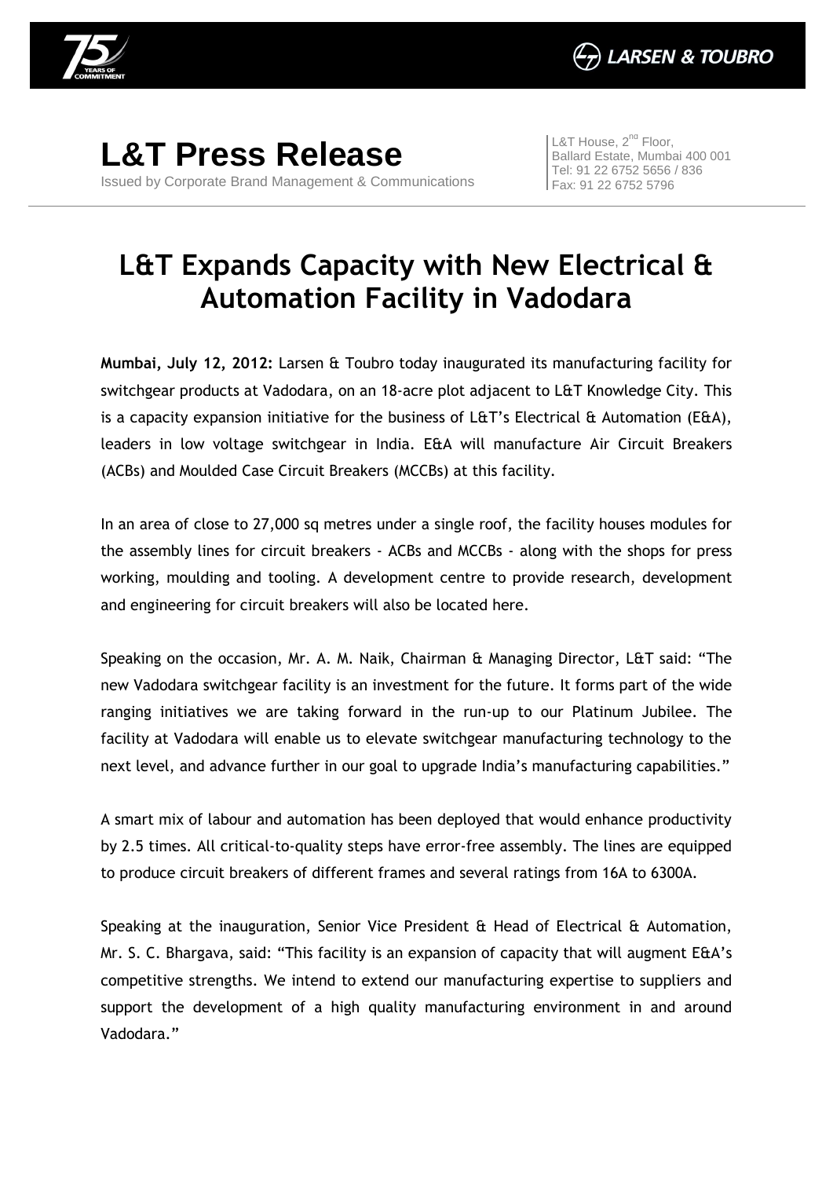# L&T Press Release

Issued by Corporate Brand Management & Communications

L&T House, 2nd Floor,
Ballard Estate, Mumbai 400 001
Tel: 91 22 6752 5656 / 836
Fax: 91 22 6752 5796

## L&T Expands Capacity with New Electrical & Automation Facility in Vadodara

**Mumbai, July 12, 2012:** Larsen & Toubro today inaugurated its manufacturing facility for switchgear products at Vadodara, on an 18-acre plot adjacent to L&T Knowledge City. This is a capacity expansion initiative for the business of L&T's Electrical & Automation (E&A), leaders in low voltage switchgear in India. E&A will manufacture Air Circuit Breakers (ACBs) and Moulded Case Circuit Breakers (MCCBs) at this facility.

In an area of close to 27,000 sq metres under a single roof, the facility houses modules for the assembly lines for circuit breakers - ACBs and MCCBs - along with the shops for press working, moulding and tooling. A development centre to provide research, development and engineering for circuit breakers will also be located here.

Speaking on the occasion, Mr. A. M. Naik, Chairman & Managing Director, L&T said: "The new Vadodara switchgear facility is an investment for the future. It forms part of the wide ranging initiatives we are taking forward in the run-up to our Platinum Jubilee. The facility at Vadodara will enable us to elevate switchgear manufacturing technology to the next level, and advance further in our goal to upgrade India's manufacturing capabilities."

A smart mix of labour and automation has been deployed that would enhance productivity by 2.5 times. All critical-to-quality steps have error-free assembly. The lines are equipped to produce circuit breakers of different frames and several ratings from 16A to 6300A.

Speaking at the inauguration, Senior Vice President & Head of Electrical & Automation, Mr. S. C. Bhargava, said: "This facility is an expansion of capacity that will augment E&A's competitive strengths. We intend to extend our manufacturing expertise to suppliers and support the development of a high quality manufacturing environment in and around Vadodara."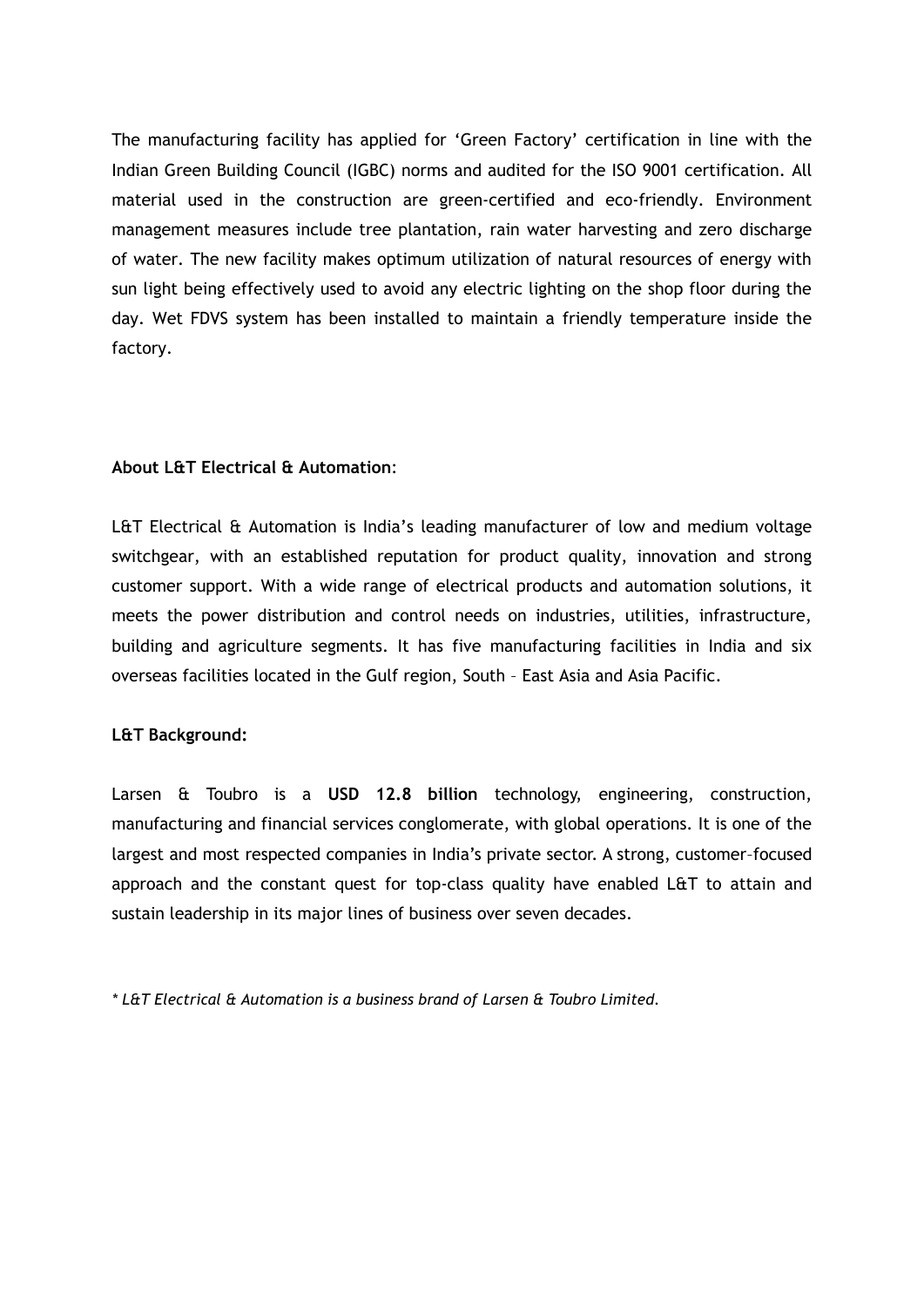The manufacturing facility has applied for 'Green Factory' certification in line with the Indian Green Building Council (IGBC) norms and audited for the ISO 9001 certification. All material used in the construction are green-certified and eco-friendly. Environment management measures include tree plantation, rain water harvesting and zero discharge of water. The new facility makes optimum utilization of natural resources of energy with sun light being effectively used to avoid any electric lighting on the shop floor during the day. Wet FDVS system has been installed to maintain a friendly temperature inside the factory.

**About L&T Electrical & Automation**:

L&T Electrical & Automation is India's leading manufacturer of low and medium voltage switchgear, with an established reputation for product quality, innovation and strong customer support. With a wide range of electrical products and automation solutions, it meets the power distribution and control needs on industries, utilities, infrastructure, building and agriculture segments. It has five manufacturing facilities in India and six overseas facilities located in the Gulf region, South – East Asia and Asia Pacific.

**L&T Background:**

Larsen & Toubro is a **USD 12.8 billion** technology, engineering, construction, manufacturing and financial services conglomerate, with global operations. It is one of the largest and most respected companies in India's private sector. A strong, customer–focused approach and the constant quest for top-class quality have enabled L&T to attain and sustain leadership in its major lines of business over seven decades.

*\* L&T Electrical & Automation is a business brand of Larsen & Toubro Limited.*